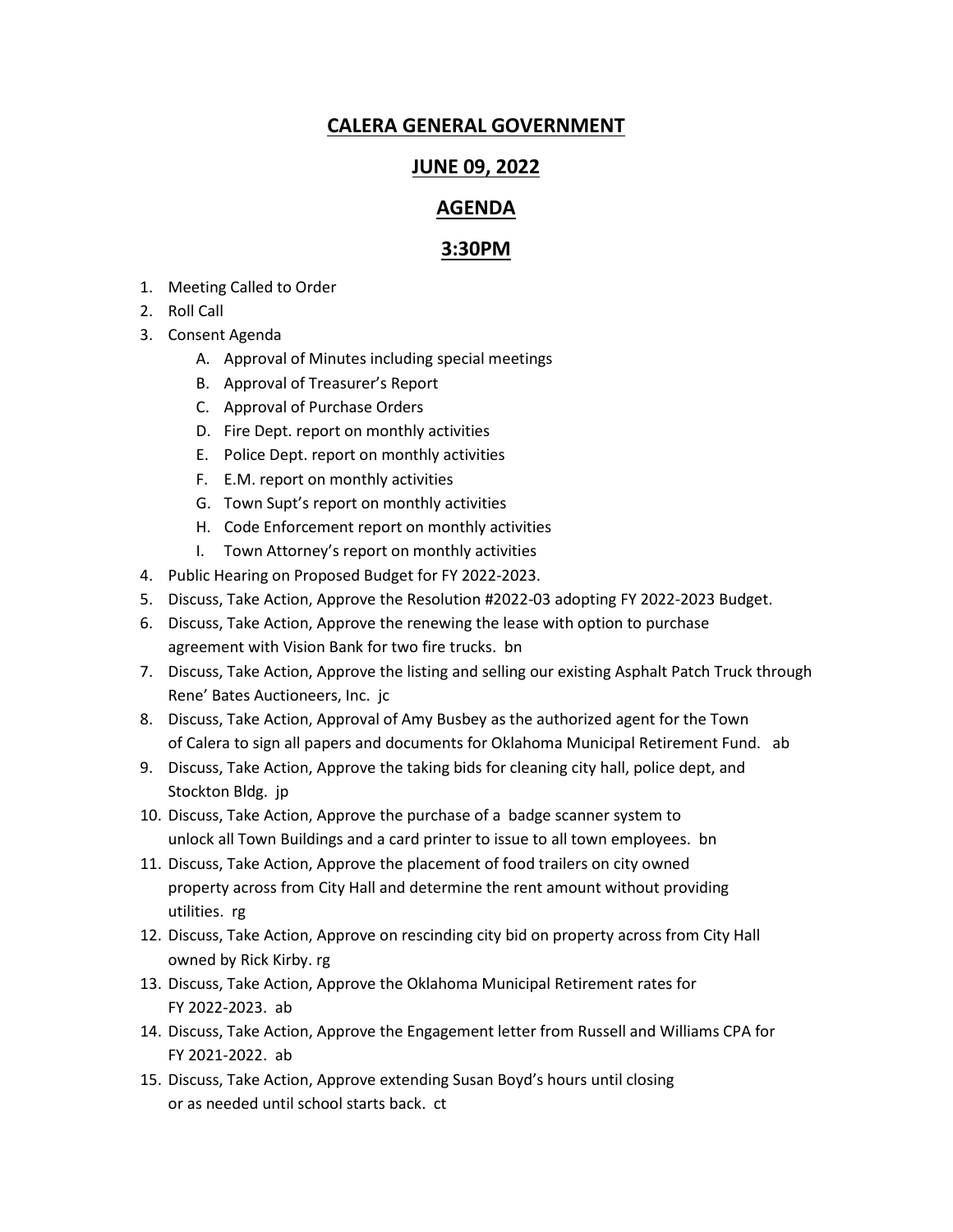# CALERA GENERAL GOVERNMENT

## JUNE 09, 2022

## AGENDA

## 3:30PM

1. Meeting Called to Order
2. Roll Call
3. Consent Agenda
   A. Approval of Minutes including special meetings
   B. Approval of Treasurer's Report
   C. Approval of Purchase Orders
   D. Fire Dept. report on monthly activities
   E. Police Dept. report on monthly activities
   F. E.M. report on monthly activities
   G. Town Supt's report on monthly activities
   H. Code Enforcement report on monthly activities
   I. Town Attorney's report on monthly activities
4. Public Hearing on Proposed Budget for FY 2022-2023.
5. Discuss, Take Action, Approve the Resolution #2022-03 adopting FY 2022-2023 Budget.
6. Discuss, Take Action, Approve the renewing the lease with option to purchase agreement with Vision Bank for two fire trucks. bn
7. Discuss, Take Action, Approve the listing and selling our existing Asphalt Patch Truck through Rene' Bates Auctioneers, Inc. jc
8. Discuss, Take Action, Approval of Amy Busbey as the authorized agent for the Town of Calera to sign all papers and documents for Oklahoma Municipal Retirement Fund. ab
9. Discuss, Take Action, Approve the taking bids for cleaning city hall, police dept, and Stockton Bldg. jp
10. Discuss, Take Action, Approve the purchase of a badge scanner system to unlock all Town Buildings and a card printer to issue to all town employees. bn
11. Discuss, Take Action, Approve the placement of food trailers on city owned property across from City Hall and determine the rent amount without providing utilities. rg
12. Discuss, Take Action, Approve on rescinding city bid on property across from City Hall owned by Rick Kirby. rg
13. Discuss, Take Action, Approve the Oklahoma Municipal Retirement rates for FY 2022-2023. ab
14. Discuss, Take Action, Approve the Engagement letter from Russell and Williams CPA for FY 2021-2022. ab
15. Discuss, Take Action, Approve extending Susan Boyd's hours until closing or as needed until school starts back. ct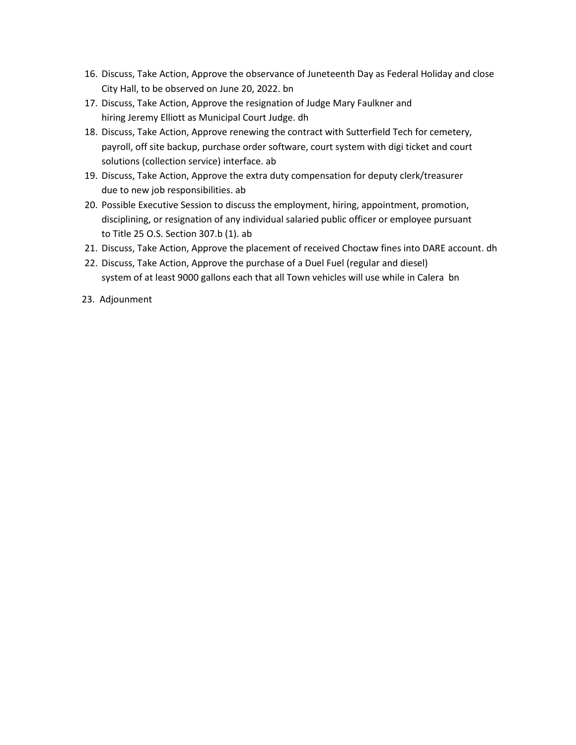16. Discuss, Take Action, Approve the observance of Juneteenth Day as Federal Holiday and close City Hall, to be observed on June 20, 2022. bn
17. Discuss, Take Action, Approve the resignation of Judge Mary Faulkner and hiring Jeremy Elliott as Municipal Court Judge. dh
18. Discuss, Take Action, Approve renewing the contract with Sutterfield Tech for cemetery, payroll, off site backup, purchase order software, court system with digi ticket and court solutions (collection service) interface. ab
19. Discuss, Take Action, Approve the extra duty compensation for deputy clerk/treasurer due to new job responsibilities. ab
20. Possible Executive Session to discuss the employment, hiring, appointment, promotion, disciplining, or resignation of any individual salaried public officer or employee pursuant to Title 25 O.S. Section 307.b (1). ab
21. Discuss, Take Action, Approve the placement of received Choctaw fines into DARE account. dh
22. Discuss, Take Action, Approve the purchase of a Duel Fuel (regular and diesel) system of at least 9000 gallons each that all Town vehicles will use while in Calera bn
23. Adjounment